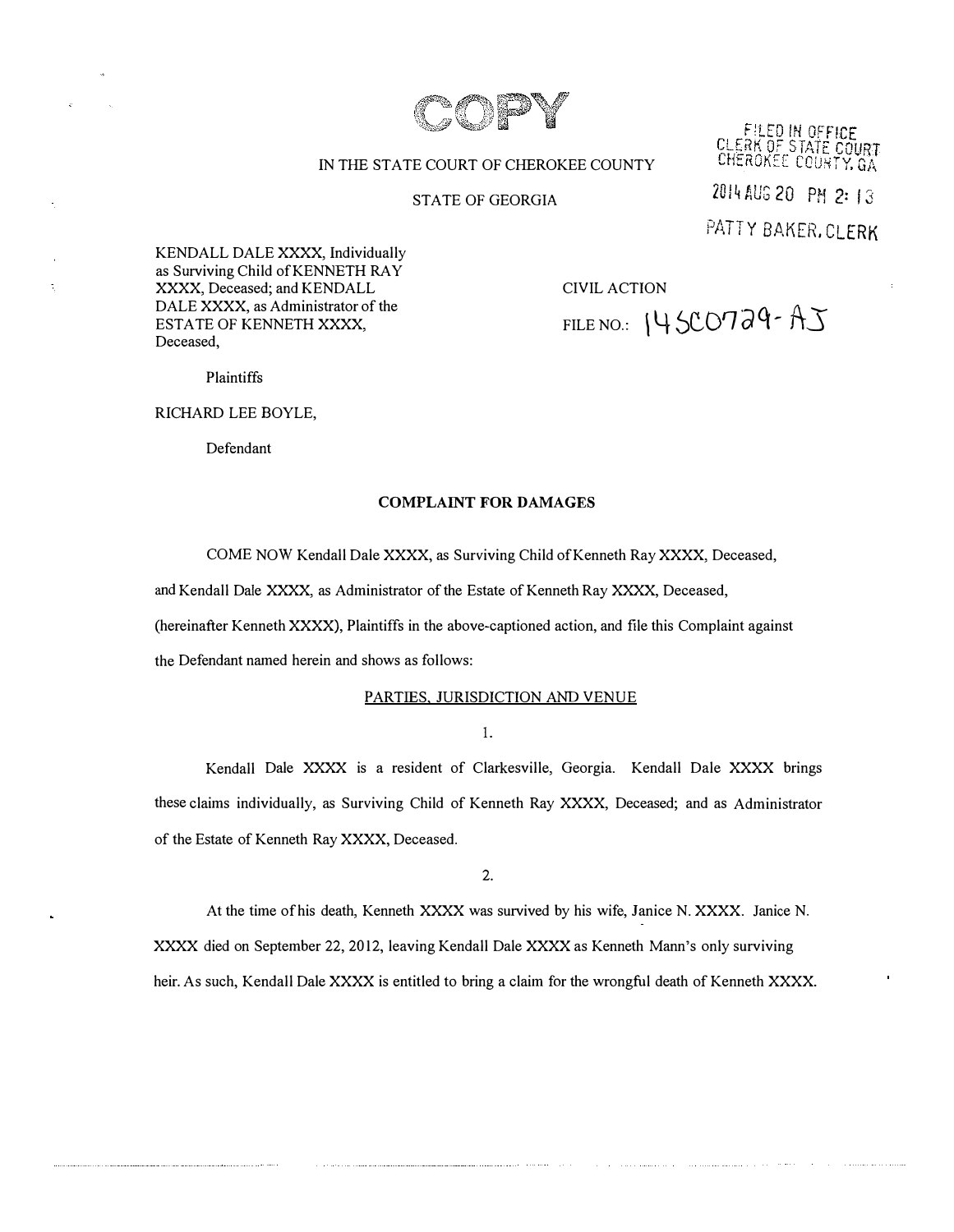COPY

IN THE STATE COURT OF CHEROKEE COUNTY

STATE OF GEORGIA

FILED IN OFFICE
CLERK OF STATE COURT
CHEROKEE COUNTY, GA

2014 AUG 20 PM 2: 13

PATTY BAKER, CLERK

KENDALL DALE XXXX, Individually as Surviving Child of KENNETH RAY XXXX, Deceased; and KENDALL DALE XXXX, as Administrator of the ESTATE OF KENNETH XXXX, Deceased,

Plaintiffs

RICHARD LEE BOYLE,

Defendant

CIVIL ACTION

FILE NO.: 14SC0729-AJ

## COMPLAINT FOR DAMAGES

COME NOW Kendall Dale XXXX, as Surviving Child of Kenneth Ray XXXX, Deceased, and Kendall Dale XXXX, as Administrator of the Estate of Kenneth Ray XXXX, Deceased, (hereinafter Kenneth XXXX), Plaintiffs in the above-captioned action, and file this Complaint against the Defendant named herein and shows as follows:

### PARTIES, JURISDICTION AND VENUE

1.

Kendall Dale XXXX is a resident of Clarkesville, Georgia. Kendall Dale XXXX brings these claims individually, as Surviving Child of Kenneth Ray XXXX, Deceased; and as Administrator of the Estate of Kenneth Ray XXXX, Deceased.

2.

At the time of his death, Kenneth XXXX was survived by his wife, Janice N. XXXX. Janice N. XXXX died on September 22, 2012, leaving Kendall Dale XXXX as Kenneth Mann's only surviving heir. As such, Kendall Dale XXXX is entitled to bring a claim for the wrongful death of Kenneth XXXX.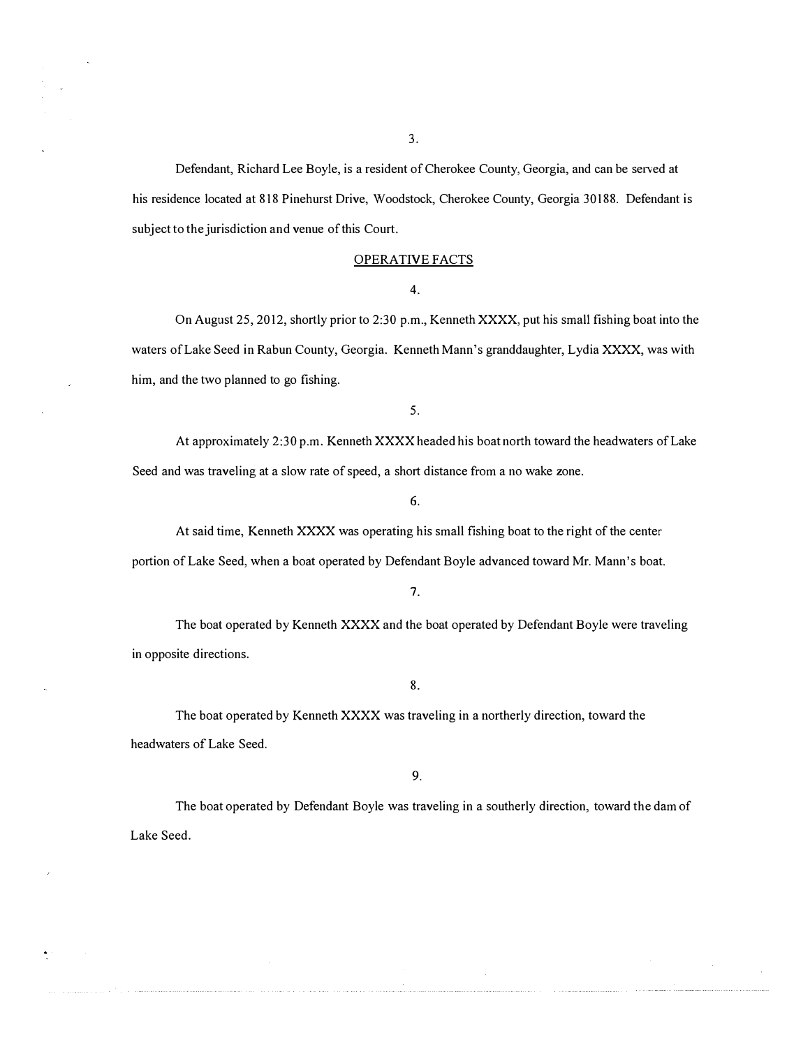3.

Defendant, Richard Lee Boyle, is a resident of Cherokee County, Georgia, and can be served at his residence located at 818 Pinehurst Drive, Woodstock, Cherokee County, Georgia 30188. Defendant is subject to the jurisdiction and venue of this Court.

## OPERATIVE FACTS

4.

On August 25, 2012, shortly prior to 2:30 p.m., Kenneth XXXX, put his small fishing boat into the waters of Lake Seed in Rabun County, Georgia. Kenneth Mann's granddaughter, Lydia XXXX, was with him, and the two planned to go fishing.

5.

At approximately 2:30 p.m. Kenneth XXXX headed his boat north toward the headwaters of Lake Seed and was traveling at a slow rate of speed, a short distance from a no wake zone.

6.

At said time, Kenneth XXXX was operating his small fishing boat to the right of the center portion of Lake Seed, when a boat operated by Defendant Boyle advanced toward Mr. Mann's boat.

7.

The boat operated by Kenneth XXXX and the boat operated by Defendant Boyle were traveling in opposite directions.

8.

The boat operated by Kenneth XXXX was traveling in a northerly direction, toward the headwaters of Lake Seed.

9.

The boat operated by Defendant Boyle was traveling in a southerly direction, toward the dam of Lake Seed.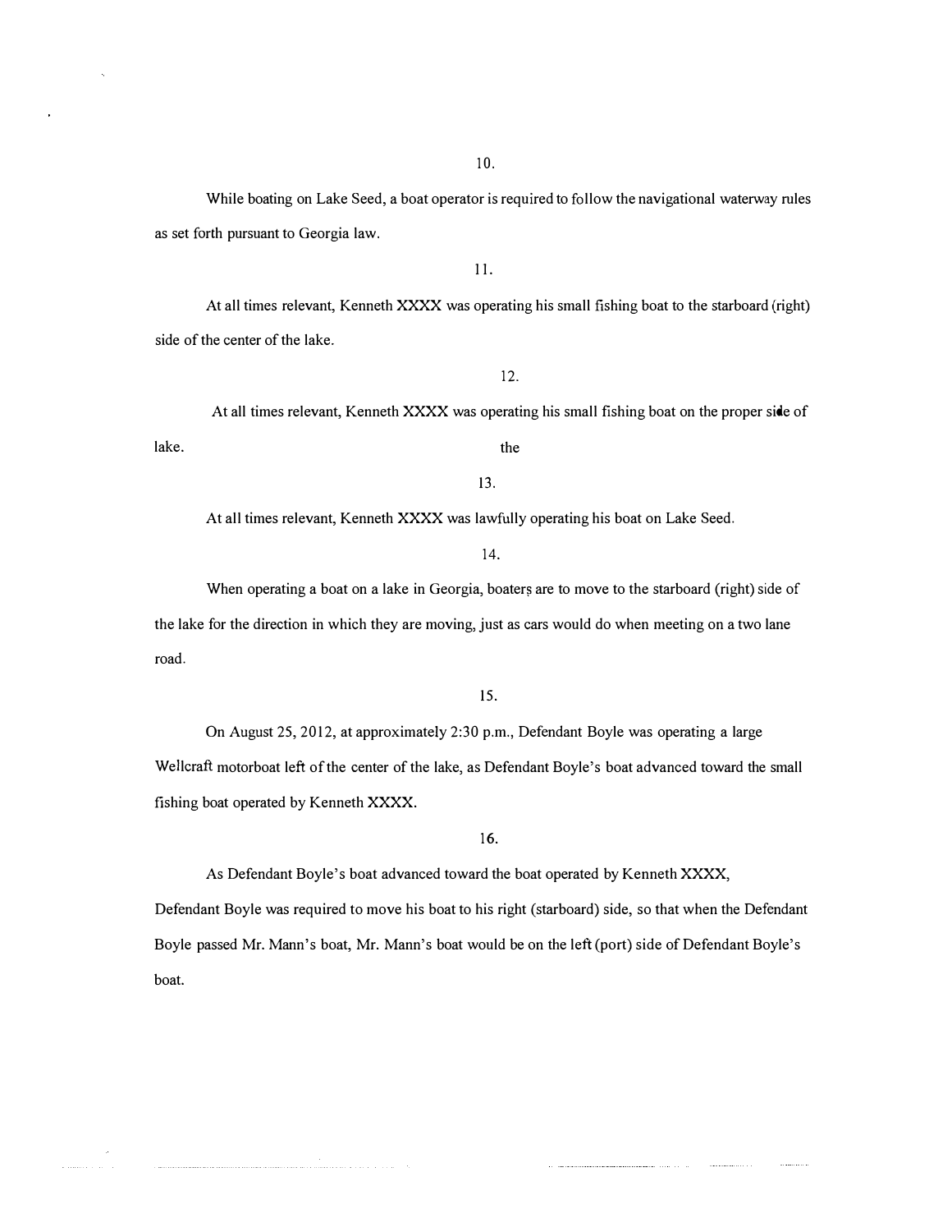10.

While boating on Lake Seed, a boat operator is required to follow the navigational waterway rules as set forth pursuant to Georgia law.

11.

At all times relevant, Kenneth XXXX was operating his small fishing boat to the starboard (right) side of the center of the lake.

12.

At all times relevant, Kenneth XXXX was operating his small fishing boat on the proper side of the lake.

13.

At all times relevant, Kenneth XXXX was lawfully operating his boat on Lake Seed.

14.

When operating a boat on a lake in Georgia, boaters are to move to the starboard (right) side of the lake for the direction in which they are moving, just as cars would do when meeting on a two lane road.

15.

On August 25, 2012, at approximately 2:30 p.m., Defendant Boyle was operating a large Wellcraft motorboat left of the center of the lake, as Defendant Boyle's boat advanced toward the small fishing boat operated by Kenneth XXXX.

16.

As Defendant Boyle's boat advanced toward the boat operated by Kenneth XXXX, Defendant Boyle was required to move his boat to his right (starboard) side, so that when the Defendant Boyle passed Mr. Mann's boat, Mr. Mann's boat would be on the left (port) side of Defendant Boyle's boat.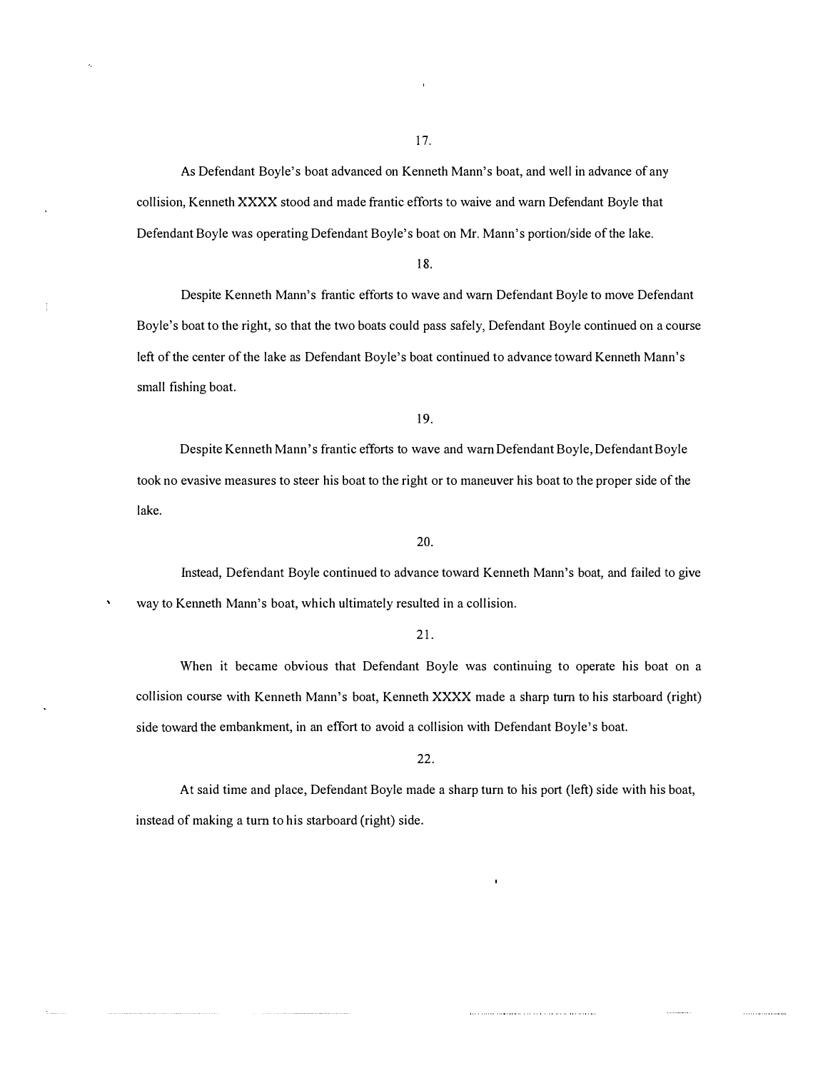17.

As Defendant Boyle's boat advanced on Kenneth Mann's boat, and well in advance of any collision, Kenneth XXXX stood and made frantic efforts to waive and warn Defendant Boyle that Defendant Boyle was operating Defendant Boyle's boat on Mr. Mann's portion/side of the lake.

18.

Despite Kenneth Mann's frantic efforts to wave and warn Defendant Boyle to move Defendant Boyle's boat to the right, so that the two boats could pass safely, Defendant Boyle continued on a course left of the center of the lake as Defendant Boyle's boat continued to advance toward Kenneth Mann's small fishing boat.

19.

Despite Kenneth Mann's frantic efforts to wave and warn Defendant Boyle, Defendant Boyle took no evasive measures to steer his boat to the right or to maneuver his boat to the proper side of the lake.

20.

Instead, Defendant Boyle continued to advance toward Kenneth Mann's boat, and failed to give way to Kenneth Mann's boat, which ultimately resulted in a collision.

21.

When it became obvious that Defendant Boyle was continuing to operate his boat on a collision course with Kenneth Mann's boat, Kenneth XXXX made a sharp turn to his starboard (right) side toward the embankment, in an effort to avoid a collision with Defendant Boyle's boat.

22.

At said time and place, Defendant Boyle made a sharp turn to his port (left) side with his boat, instead of making a turn to his starboard (right) side.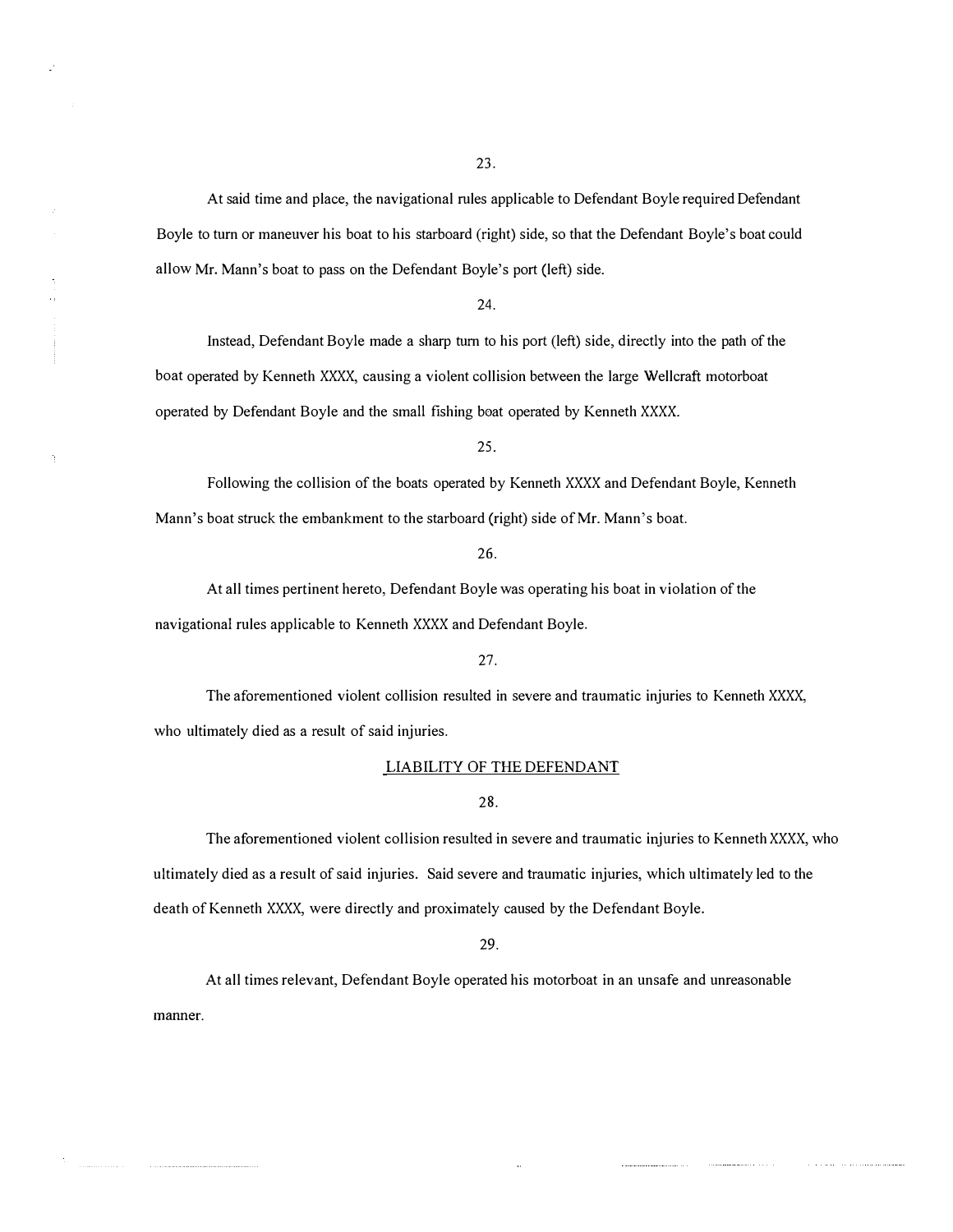23.

At said time and place, the navigational rules applicable to Defendant Boyle required Defendant Boyle to turn or maneuver his boat to his starboard (right) side, so that the Defendant Boyle's boat could allow Mr. Mann's boat to pass on the Defendant Boyle's port (left) side.

24.

Instead, Defendant Boyle made a sharp turn to his port (left) side, directly into the path of the boat operated by Kenneth XXXX, causing a violent collision between the large Wellcraft motorboat operated by Defendant Boyle and the small fishing boat operated by Kenneth XXXX.

25.

Following the collision of the boats operated by Kenneth XXXX and Defendant Boyle, Kenneth Mann's boat struck the embankment to the starboard (right) side of Mr. Mann's boat.

26.

At all times pertinent hereto, Defendant Boyle was operating his boat in violation of the navigational rules applicable to Kenneth XXXX and Defendant Boyle.

27.

The aforementioned violent collision resulted in severe and traumatic injuries to Kenneth XXXX, who ultimately died as a result of said injuries.

## LIABILITY OF THE DEFENDANT

28.

The aforementioned violent collision resulted in severe and traumatic injuries to Kenneth XXXX, who ultimately died as a result of said injuries. Said severe and traumatic injuries, which ultimately led to the death of Kenneth XXXX, were directly and proximately caused by the Defendant Boyle.

29.

At all times relevant, Defendant Boyle operated his motorboat in an unsafe and unreasonable manner.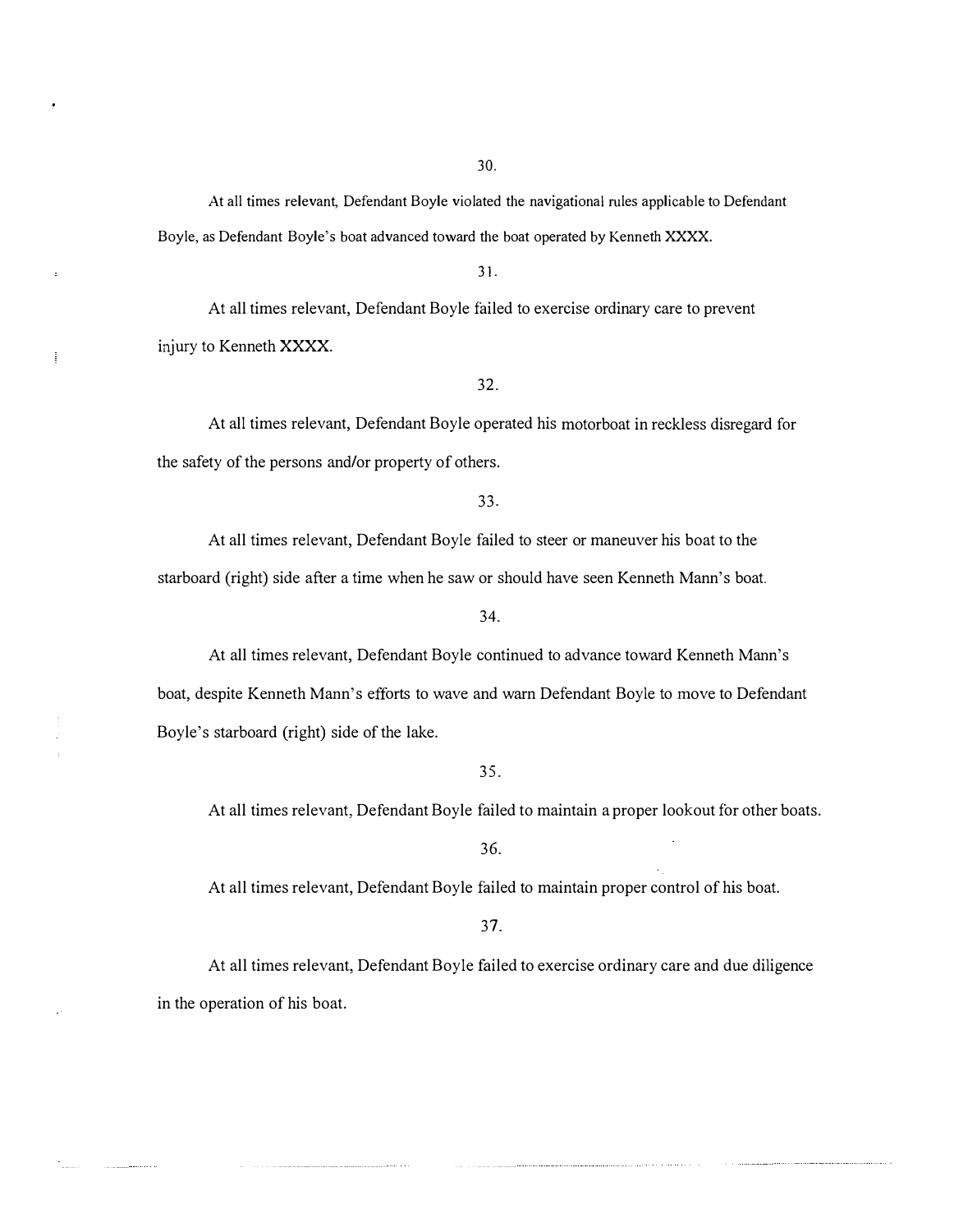30.

At all times relevant, Defendant Boyle violated the navigational rules applicable to Defendant Boyle, as Defendant Boyle's boat advanced toward the boat operated by Kenneth XXXX.

31.

At all times relevant, Defendant Boyle failed to exercise ordinary care to prevent injury to Kenneth XXXX.

32.

At all times relevant, Defendant Boyle operated his motorboat in reckless disregard for the safety of the persons and/or property of others.

33.

At all times relevant, Defendant Boyle failed to steer or maneuver his boat to the starboard (right) side after a time when he saw or should have seen Kenneth Mann's boat.

34.

At all times relevant, Defendant Boyle continued to advance toward Kenneth Mann's boat, despite Kenneth Mann's efforts to wave and warn Defendant Boyle to move to Defendant Boyle's starboard (right) side of the lake.

35.

At all times relevant, Defendant Boyle failed to maintain a proper lookout for other boats.

36.

At all times relevant, Defendant Boyle failed to maintain proper control of his boat.

37.

At all times relevant, Defendant Boyle failed to exercise ordinary care and due diligence in the operation of his boat.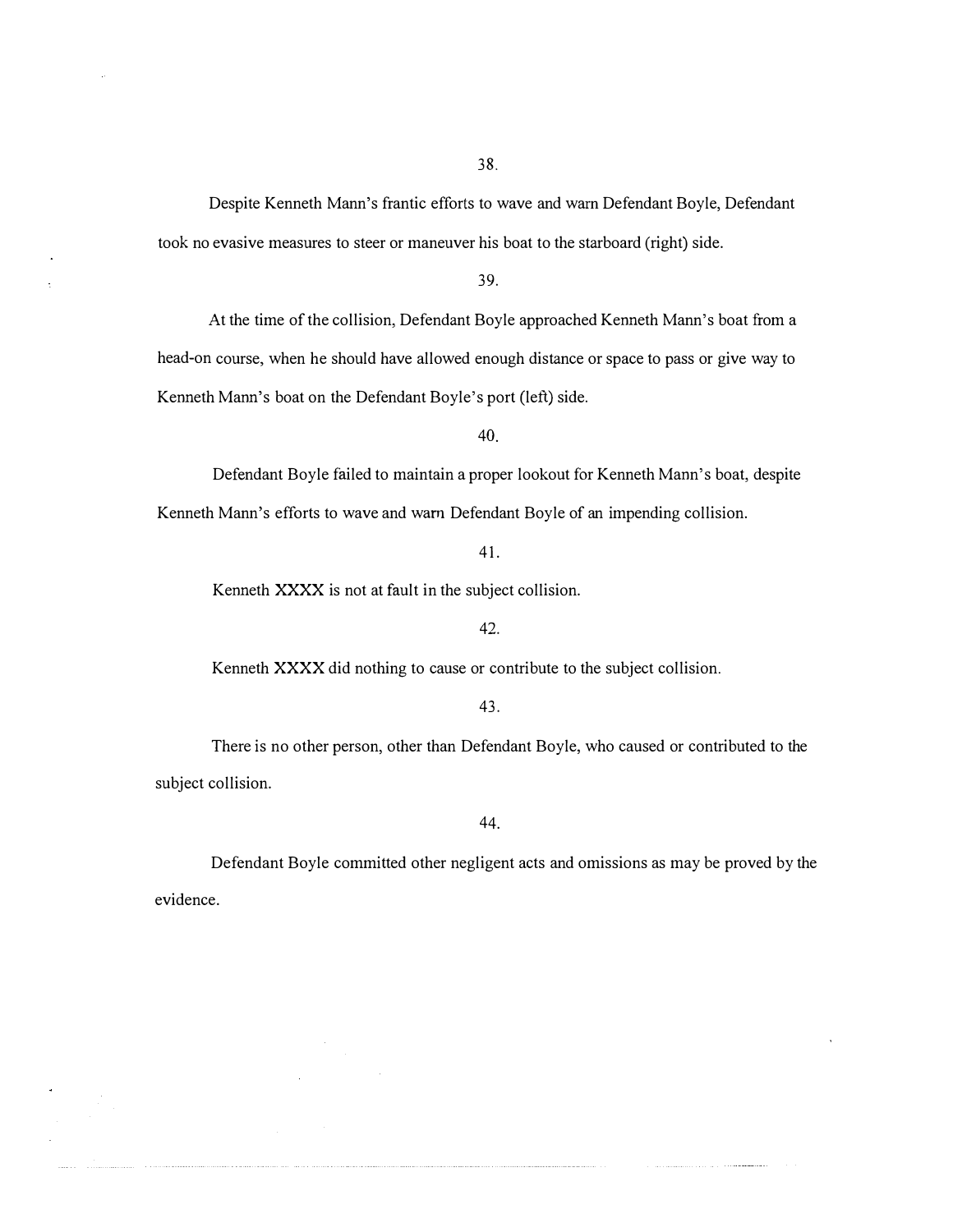38.

Despite Kenneth Mann's frantic efforts to wave and warn Defendant Boyle, Defendant took no evasive measures to steer or maneuver his boat to the starboard (right) side.

39.

At the time of the collision, Defendant Boyle approached Kenneth Mann's boat from a head-on course, when he should have allowed enough distance or space to pass or give way to Kenneth Mann's boat on the Defendant Boyle's port (left) side.

40.

Defendant Boyle failed to maintain a proper lookout for Kenneth Mann's boat, despite Kenneth Mann's efforts to wave and warn Defendant Boyle of an impending collision.

41.

Kenneth XXXX is not at fault in the subject collision.

42.

Kenneth XXXX did nothing to cause or contribute to the subject collision.

43.

There is no other person, other than Defendant Boyle, who caused or contributed to the subject collision.

44.

Defendant Boyle committed other negligent acts and omissions as may be proved by the evidence.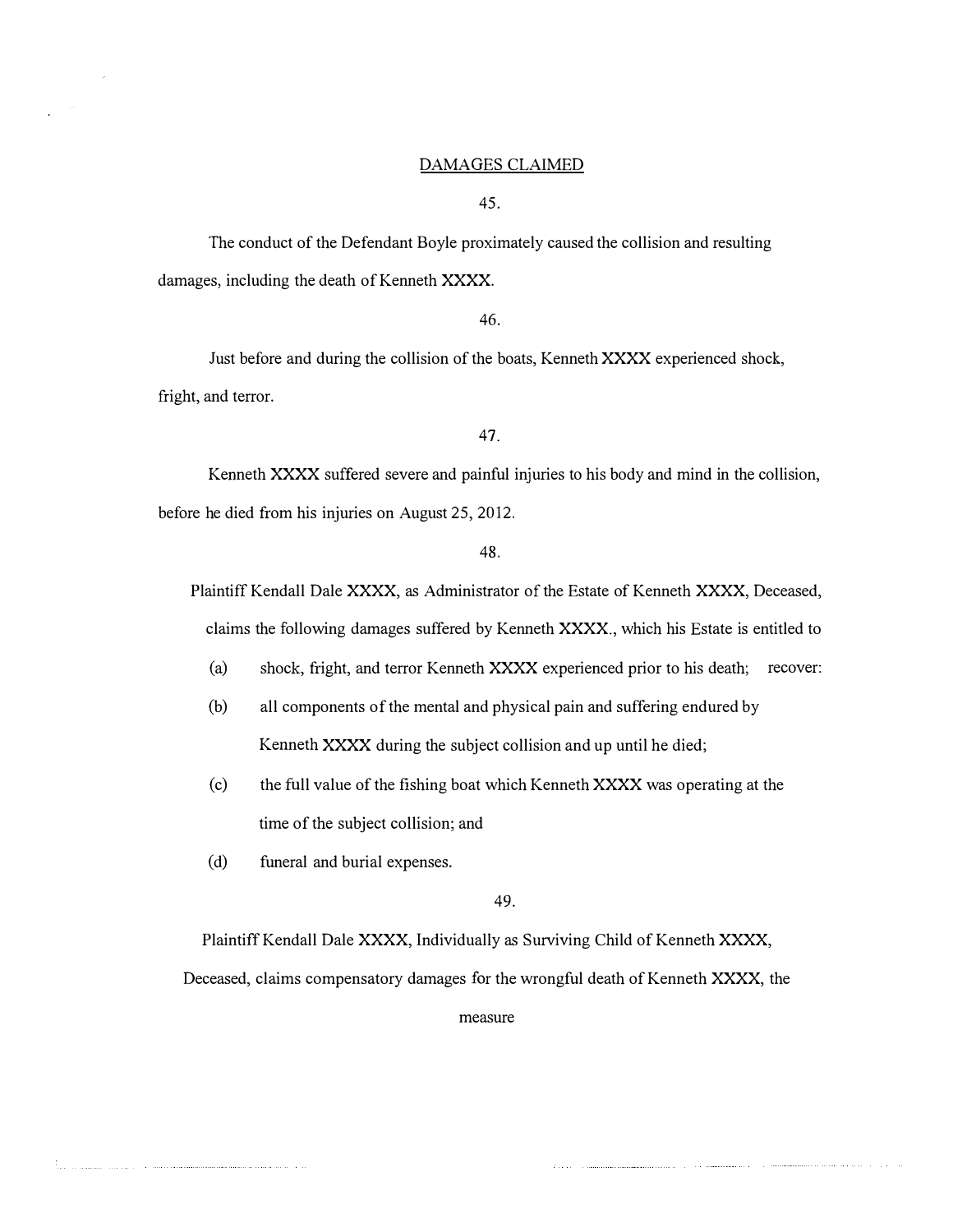DAMAGES CLAIMED

45.

The conduct of the Defendant Boyle proximately caused the collision and resulting damages, including the death of Kenneth XXXX.

46.

Just before and during the collision of the boats, Kenneth XXXX experienced shock, fright, and terror.

47.

Kenneth XXXX suffered severe and painful injuries to his body and mind in the collision, before he died from his injuries on August 25, 2012.

48.

Plaintiff Kendall Dale XXXX, as Administrator of the Estate of Kenneth XXXX, Deceased, claims the following damages suffered by Kenneth XXXX., which his Estate is entitled to recover:

(a) shock, fright, and terror Kenneth XXXX experienced prior to his death;

(b) all components of the mental and physical pain and suffering endured by Kenneth XXXX during the subject collision and up until he died;

(c) the full value of the fishing boat which Kenneth XXXX was operating at the time of the subject collision; and

(d) funeral and burial expenses.

49.

Plaintiff Kendall Dale XXXX, Individually as Surviving Child of Kenneth XXXX, Deceased, claims compensatory damages for the wrongful death of Kenneth XXXX, the measure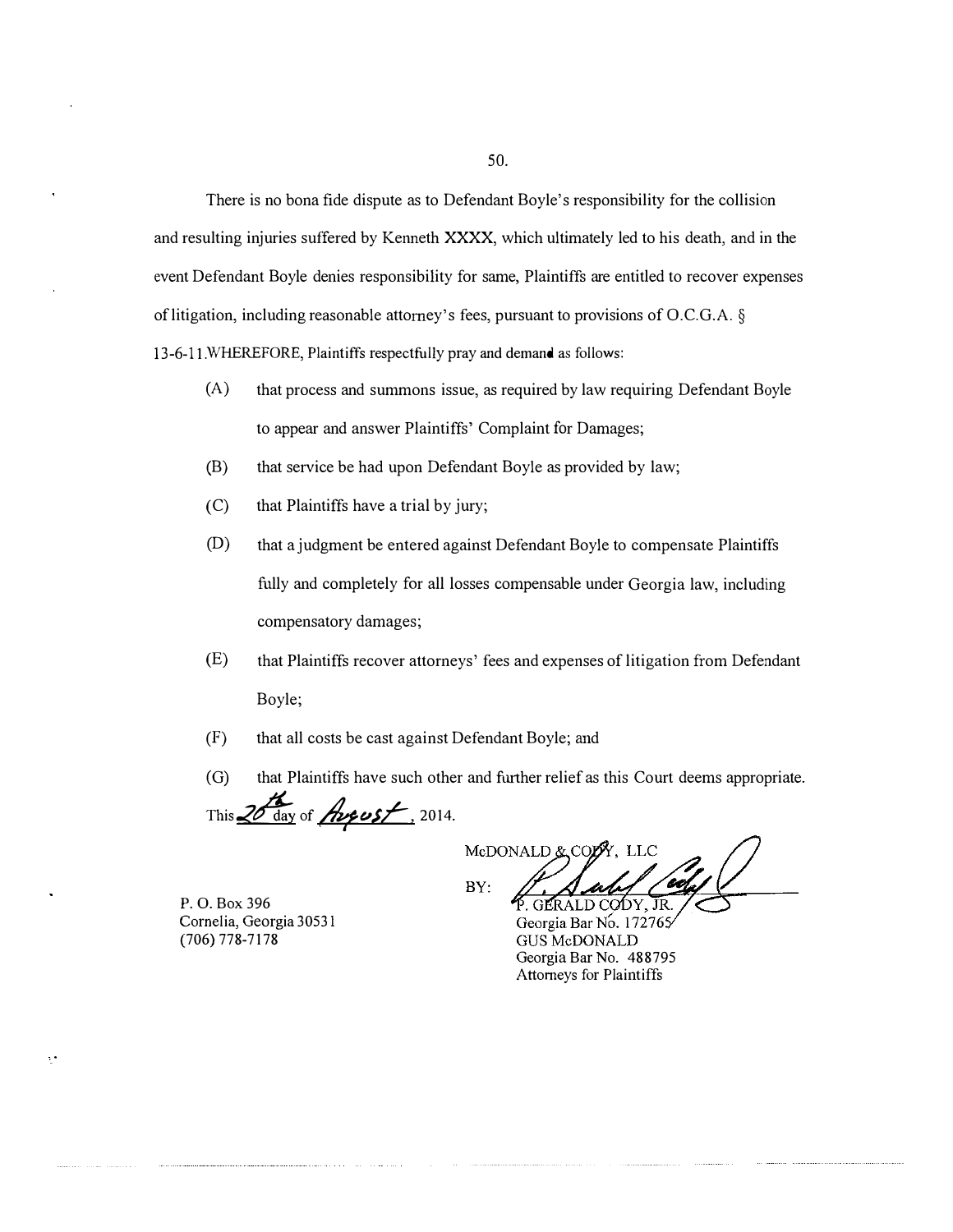50.

There is no bona fide dispute as to Defendant Boyle's responsibility for the collision and resulting injuries suffered by Kenneth XXXX, which ultimately led to his death, and in the event Defendant Boyle denies responsibility for same, Plaintiffs are entitled to recover expenses of litigation, including reasonable attorney's fees, pursuant to provisions of O.C.G.A. § 13-6-11.WHEREFORE, Plaintiffs respectfully pray and demand as follows:

(A) that process and summons issue, as required by law requiring Defendant Boyle to appear and answer Plaintiffs' Complaint for Damages;

(B) that service be had upon Defendant Boyle as provided by law;

(C) that Plaintiffs have a trial by jury;

(D) that a judgment be entered against Defendant Boyle to compensate Plaintiffs fully and completely for all losses compensable under Georgia law, including compensatory damages;

(E) that Plaintiffs recover attorneys' fees and expenses of litigation from Defendant Boyle;

(F) that all costs be cast against Defendant Boyle; and

(G) that Plaintiffs have such other and further relief as this Court deems appropriate.

This 20th day of August, 2014.

McDONALD & CODY, LLC

BY: P. GERALD CODY, JR.
Georgia Bar No. 172765
GUS McDONALD
Georgia Bar No. 488795
Attorneys for Plaintiffs

P. O. Box 396
Cornelia, Georgia 30531
(706) 778-7178